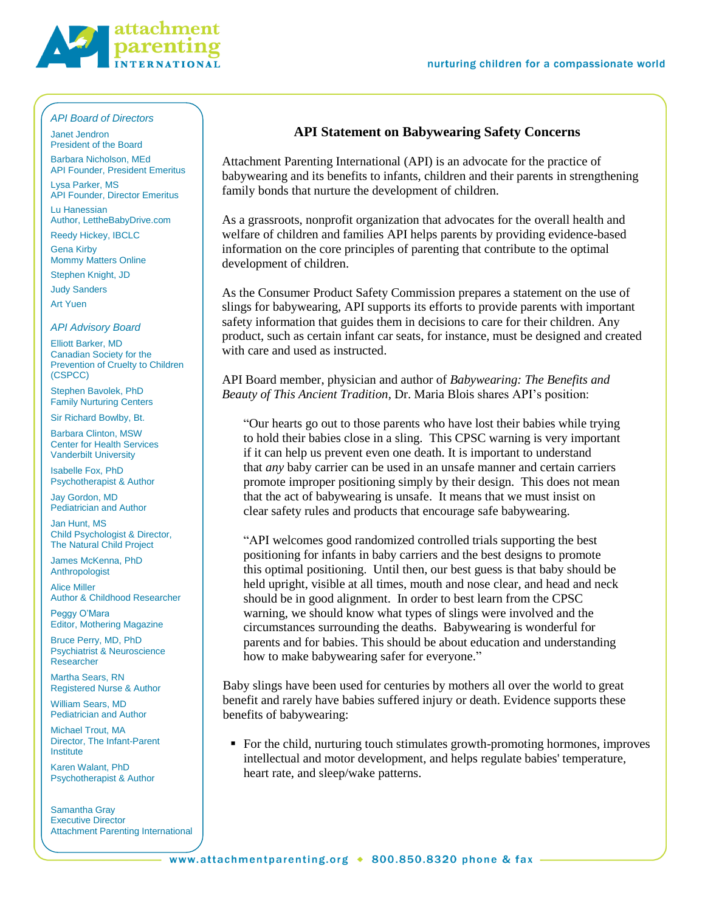attachment parenting INTERNATIONAL

nurturing children for a compassionate world

*API Board of Directors*

Janet Jendron
President of the Board

Barbara Nicholson, MEd
API Founder, President Emeritus

Lysa Parker, MS
API Founder, Director Emeritus

Lu Hanessian
Author, LettheBabyDrive.com

Reedy Hickey, IBCLC

Gena Kirby
Mommy Matters Online

Stephen Knight, JD

Judy Sanders

Art Yuen

*API Advisory Board*

Elliott Barker, MD
Canadian Society for the Prevention of Cruelty to Children (CSPCC)

Stephen Bavolek, PhD
Family Nurturing Centers

Sir Richard Bowlby, Bt.

Barbara Clinton, MSW
Center for Health Services
Vanderbilt University

Isabelle Fox, PhD
Psychotherapist & Author

Jay Gordon, MD
Pediatrician and Author

Jan Hunt, MS
Child Psychologist & Director,
The Natural Child Project

James McKenna, PhD
Anthropologist

Alice Miller
Author & Childhood Researcher

Peggy O'Mara
Editor, Mothering Magazine

Bruce Perry, MD, PhD
Psychiatrist & Neuroscience Researcher

Martha Sears, RN
Registered Nurse & Author

William Sears, MD
Pediatrician and Author

Michael Trout, MA
Director, The Infant-Parent Institute

Karen Walant, PhD
Psychotherapist & Author

Samantha Gray
Executive Director
Attachment Parenting International

# API Statement on Babywearing Safety Concerns

Attachment Parenting International (API) is an advocate for the practice of babywearing and its benefits to infants, children and their parents in strengthening family bonds that nurture the development of children.

As a grassroots, nonprofit organization that advocates for the overall health and welfare of children and families API helps parents by providing evidence-based information on the core principles of parenting that contribute to the optimal development of children.

As the Consumer Product Safety Commission prepares a statement on the use of slings for babywearing, API supports its efforts to provide parents with important safety information that guides them in decisions to care for their children. Any product, such as certain infant car seats, for instance, must be designed and created with care and used as instructed.

API Board member, physician and author of *Babywearing: The Benefits and Beauty of This Ancient Tradition*, Dr. Maria Blois shares API's position:

> "Our hearts go out to those parents who have lost their babies while trying to hold their babies close in a sling. This CPSC warning is very important if it can help us prevent even one death. It is important to understand that *any* baby carrier can be used in an unsafe manner and certain carriers promote improper positioning simply by their design. This does not mean that the act of babywearing is unsafe. It means that we must insist on clear safety rules and products that encourage safe babywearing.
>
> "API welcomes good randomized controlled trials supporting the best positioning for infants in baby carriers and the best designs to promote this optimal positioning. Until then, our best guess is that baby should be held upright, visible at all times, mouth and nose clear, and head and neck should be in good alignment. In order to best learn from the CPSC warning, we should know what types of slings were involved and the circumstances surrounding the deaths. Babywearing is wonderful for parents and for babies. This should be about education and understanding how to make babywearing safer for everyone."

Baby slings have been used for centuries by mothers all over the world to great benefit and rarely have babies suffered injury or death. Evidence supports these benefits of babywearing:

- For the child, nurturing touch stimulates growth-promoting hormones, improves intellectual and motor development, and helps regulate babies' temperature, heart rate, and sleep/wake patterns.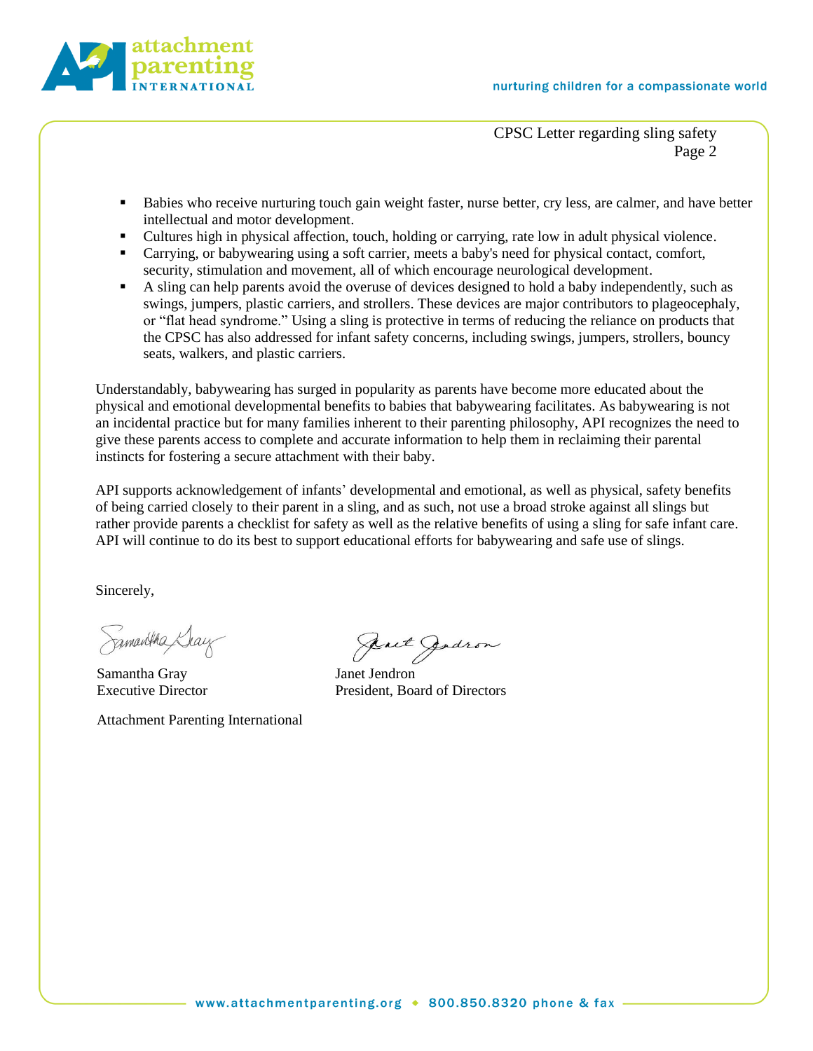- Babies who receive nurturing touch gain weight faster, nurse better, cry less, are calmer, and have better intellectual and motor development.
- Cultures high in physical affection, touch, holding or carrying, rate low in adult physical violence.
- Carrying, or babywearing using a soft carrier, meets a baby's need for physical contact, comfort, security, stimulation and movement, all of which encourage neurological development.
- A sling can help parents avoid the overuse of devices designed to hold a baby independently, such as swings, jumpers, plastic carriers, and strollers. These devices are major contributors to plageocephaly, or "flat head syndrome." Using a sling is protective in terms of reducing the reliance on products that the CPSC has also addressed for infant safety concerns, including swings, jumpers, strollers, bouncy seats, walkers, and plastic carriers.

Understandably, babywearing has surged in popularity as parents have become more educated about the physical and emotional developmental benefits to babies that babywearing facilitates. As babywearing is not an incidental practice but for many families inherent to their parenting philosophy, API recognizes the need to give these parents access to complete and accurate information to help them in reclaiming their parental instincts for fostering a secure attachment with their baby.

API supports acknowledgement of infants' developmental and emotional, as well as physical, safety benefits of being carried closely to their parent in a sling, and as such, not use a broad stroke against all slings but rather provide parents a checklist for safety as well as the relative benefits of using a sling for safe infant care. API will continue to do its best to support educational efforts for babywearing and safe use of slings.

Sincerely,

Samantha Gray
Executive Director

Janet Jendron
President, Board of Directors

Attachment Parenting International